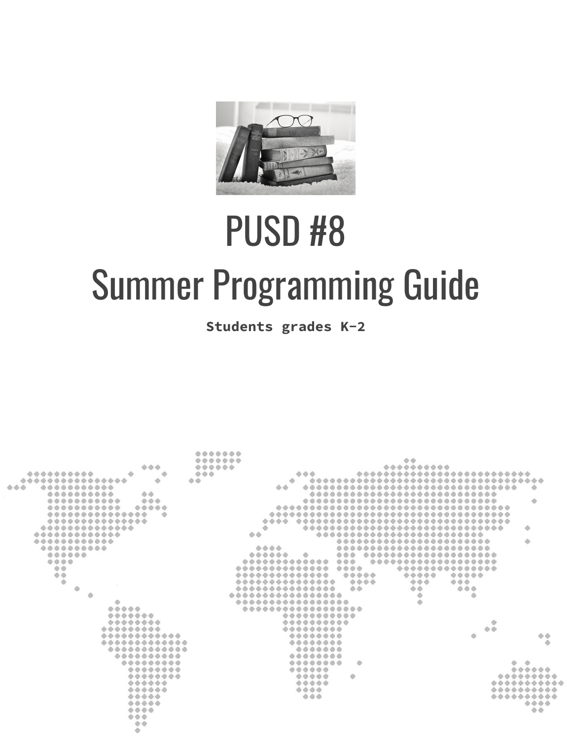# PUSD #8

# Summer Programming Guide

**Students grades K-2**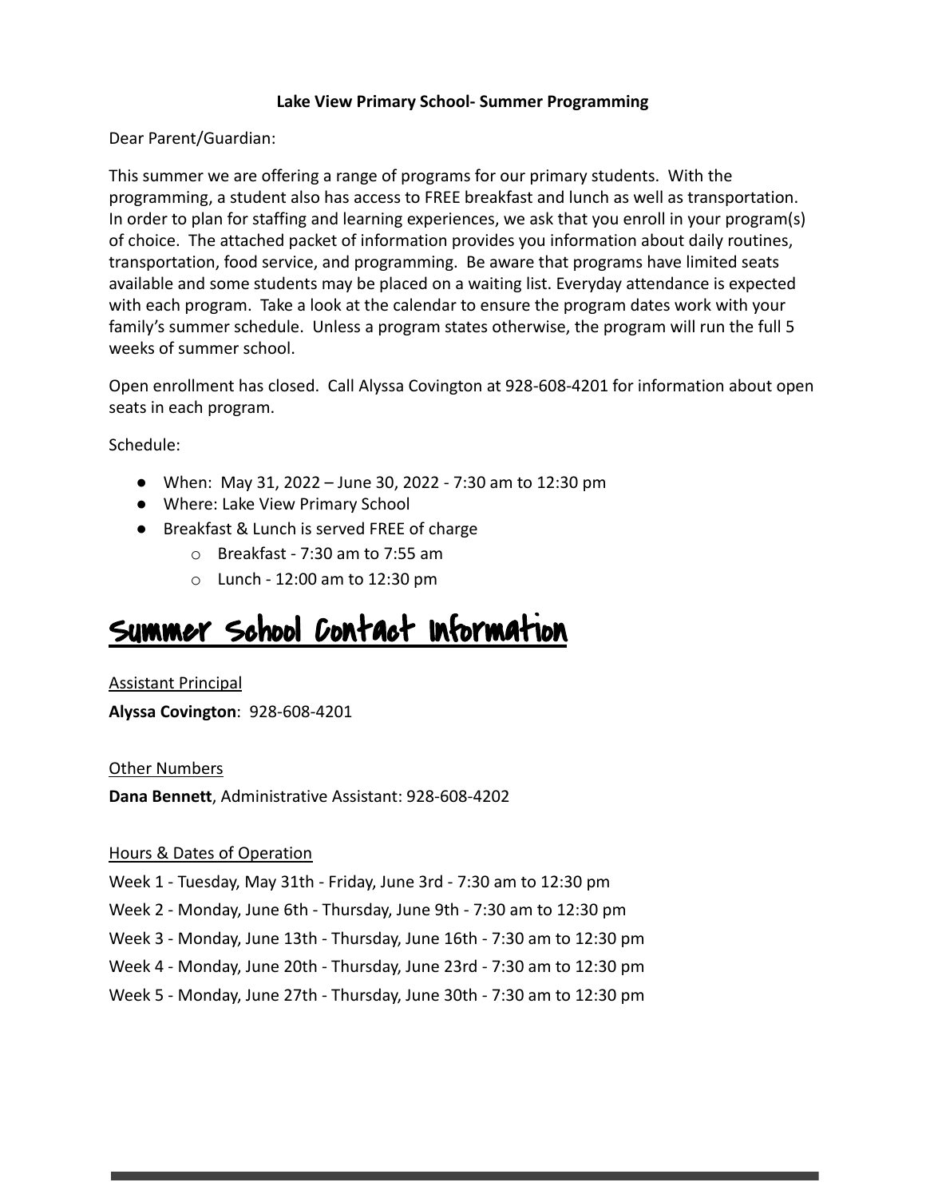**Lake View Primary School- Summer Programming**

Dear Parent/Guardian:

This summer we are offering a range of programs for our primary students. With the programming, a student also has access to FREE breakfast and lunch as well as transportation. In order to plan for staffing and learning experiences, we ask that you enroll in your program(s) of choice. The attached packet of information provides you information about daily routines, transportation, food service, and programming. Be aware that programs have limited seats available and some students may be placed on a waiting list. Everyday attendance is expected with each program. Take a look at the calendar to ensure the program dates work with your family's summer schedule. Unless a program states otherwise, the program will run the full 5 weeks of summer school.

Open enrollment has closed. Call Alyssa Covington at 928-608-4201 for information about open seats in each program.

Schedule:

- When: May 31, 2022 – June 30, 2022 - 7:30 am to 12:30 pm
- Where: Lake View Primary School
- Breakfast & Lunch is served FREE of charge
  - Breakfast - 7:30 am to 7:55 am
  - Lunch - 12:00 am to 12:30 pm

# Summer School Contact Information

Assistant Principal

**Alyssa Covington**: 928-608-4201

Other Numbers

**Dana Bennett**, Administrative Assistant: 928-608-4202

Hours & Dates of Operation

Week 1 - Tuesday, May 31th - Friday, June 3rd - 7:30 am to 12:30 pm

Week 2 - Monday, June 6th - Thursday, June 9th - 7:30 am to 12:30 pm

Week 3 - Monday, June 13th - Thursday, June 16th - 7:30 am to 12:30 pm

Week 4 - Monday, June 20th - Thursday, June 23rd - 7:30 am to 12:30 pm

Week 5 - Monday, June 27th - Thursday, June 30th - 7:30 am to 12:30 pm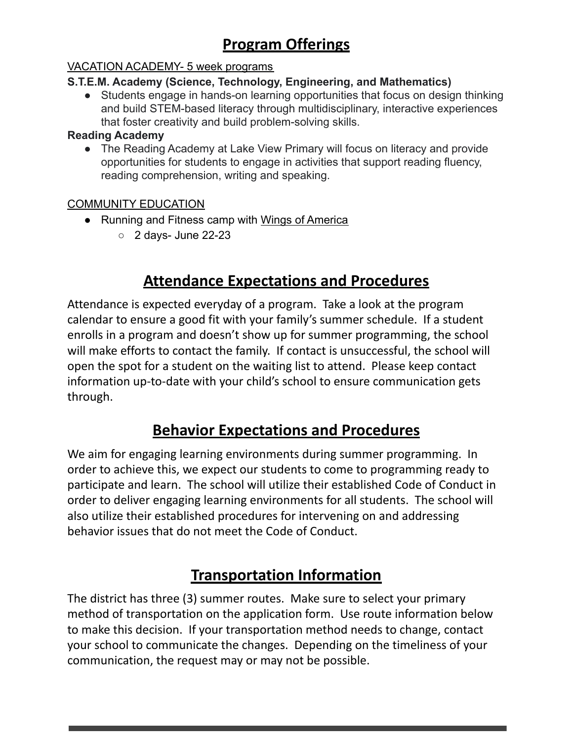# Program Offerings

VACATION ACADEMY- 5 week programs

**S.T.E.M. Academy (Science, Technology, Engineering, and Mathematics)**

- Students engage in hands-on learning opportunities that focus on design thinking and build STEM-based literacy through multidisciplinary, interactive experiences that foster creativity and build problem-solving skills.

**Reading Academy**

- The Reading Academy at Lake View Primary will focus on literacy and provide opportunities for students to engage in activities that support reading fluency, reading comprehension, writing and speaking.

COMMUNITY EDUCATION

- Running and Fitness camp with Wings of America
  - 2 days- June 22-23

# Attendance Expectations and Procedures

Attendance is expected everyday of a program. Take a look at the program calendar to ensure a good fit with your family's summer schedule. If a student enrolls in a program and doesn't show up for summer programming, the school will make efforts to contact the family. If contact is unsuccessful, the school will open the spot for a student on the waiting list to attend. Please keep contact information up-to-date with your child's school to ensure communication gets through.

# Behavior Expectations and Procedures

We aim for engaging learning environments during summer programming. In order to achieve this, we expect our students to come to programming ready to participate and learn. The school will utilize their established Code of Conduct in order to deliver engaging learning environments for all students. The school will also utilize their established procedures for intervening on and addressing behavior issues that do not meet the Code of Conduct.

# Transportation Information

The district has three (3) summer routes. Make sure to select your primary method of transportation on the application form. Use route information below to make this decision. If your transportation method needs to change, contact your school to communicate the changes. Depending on the timeliness of your communication, the request may or may not be possible.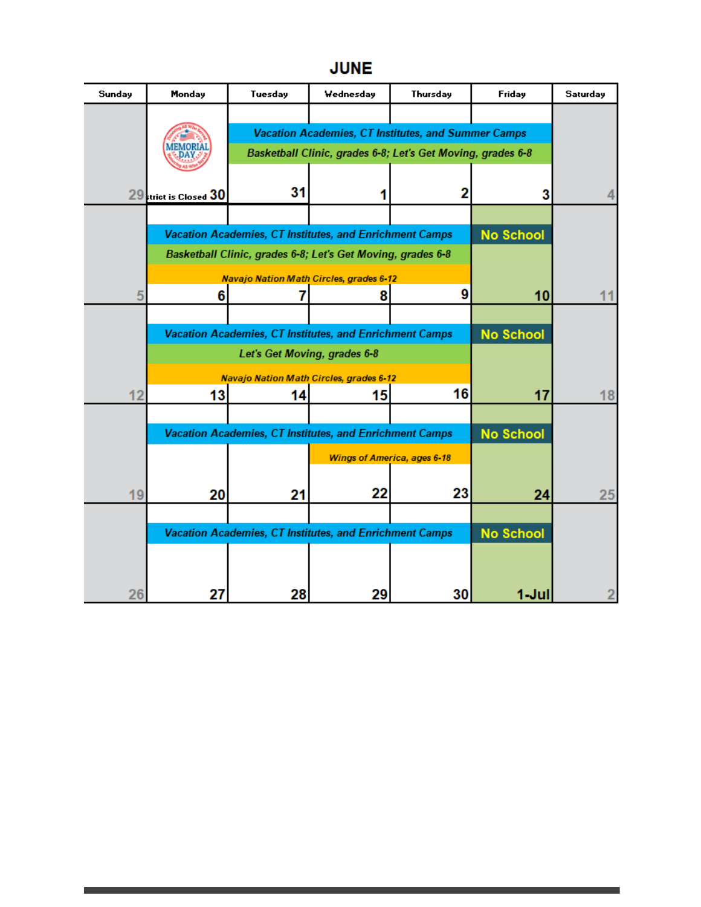# JUNE

| Sunday | Monday | Tuesday | Wednesday | Thursday | Friday | Saturday |
|---|---|---|---|---|---|---|
| 29 | MEMORIAL DAY District is Closed 30 | 31<br>Vacation Academies, CT Institutes, and Summer Camps<br>Basketball Clinic, grades 6-8; Let's Get Moving, grades 6-8 | 1<br>Vacation Academies, CT Institutes, and Summer Camps<br>Basketball Clinic, grades 6-8; Let's Get Moving, grades 6-8 | 2<br>Vacation Academies, CT Institutes, and Summer Camps<br>Basketball Clinic, grades 6-8; Let's Get Moving, grades 6-8 | 3<br>Vacation Academies, CT Institutes, and Summer Camps<br>Basketball Clinic, grades 6-8; Let's Get Moving, grades 6-8 | 4 |
| 5 | 6<br>Vacation Academies, CT Institutes, and Enrichment Camps<br>Basketball Clinic, grades 6-8; Let's Get Moving, grades 6-8<br>Navajo Nation Math Circles, grades 6-12 | 7<br>Vacation Academies, CT Institutes, and Enrichment Camps<br>Basketball Clinic, grades 6-8; Let's Get Moving, grades 6-8<br>Navajo Nation Math Circles, grades 6-12 | 8<br>Vacation Academies, CT Institutes, and Enrichment Camps<br>Basketball Clinic, grades 6-8; Let's Get Moving, grades 6-8<br>Navajo Nation Math Circles, grades 6-12 | 9<br>Vacation Academies, CT Institutes, and Enrichment Camps<br>Basketball Clinic, grades 6-8; Let's Get Moving, grades 6-8<br>Navajo Nation Math Circles, grades 6-12 | 10<br>No School | 11 |
| 12 | 13<br>Vacation Academies, CT Institutes, and Enrichment Camps<br>Let's Get Moving, grades 6-8<br>Navajo Nation Math Circles, grades 6-12 | 14<br>Vacation Academies, CT Institutes, and Enrichment Camps<br>Let's Get Moving, grades 6-8<br>Navajo Nation Math Circles, grades 6-12 | 15<br>Vacation Academies, CT Institutes, and Enrichment Camps<br>Let's Get Moving, grades 6-8<br>Navajo Nation Math Circles, grades 6-12 | 16<br>Vacation Academies, CT Institutes, and Enrichment Camps<br>Let's Get Moving, grades 6-8<br>Navajo Nation Math Circles, grades 6-12 | 17<br>No School | 18 |
| 19 | 20<br>Vacation Academies, CT Institutes, and Enrichment Camps | 21<br>Vacation Academies, CT Institutes, and Enrichment Camps | 22<br>Vacation Academies, CT Institutes, and Enrichment Camps<br>Wings of America, ages 6-18 | 23<br>Vacation Academies, CT Institutes, and Enrichment Camps<br>Wings of America, ages 6-18 | 24<br>No School | 25 |
| 26 | 27<br>Vacation Academies, CT Institutes, and Enrichment Camps | 28<br>Vacation Academies, CT Institutes, and Enrichment Camps | 29<br>Vacation Academies, CT Institutes, and Enrichment Camps | 30<br>Vacation Academies, CT Institutes, and Enrichment Camps | 1-Jul<br>No School | 2 |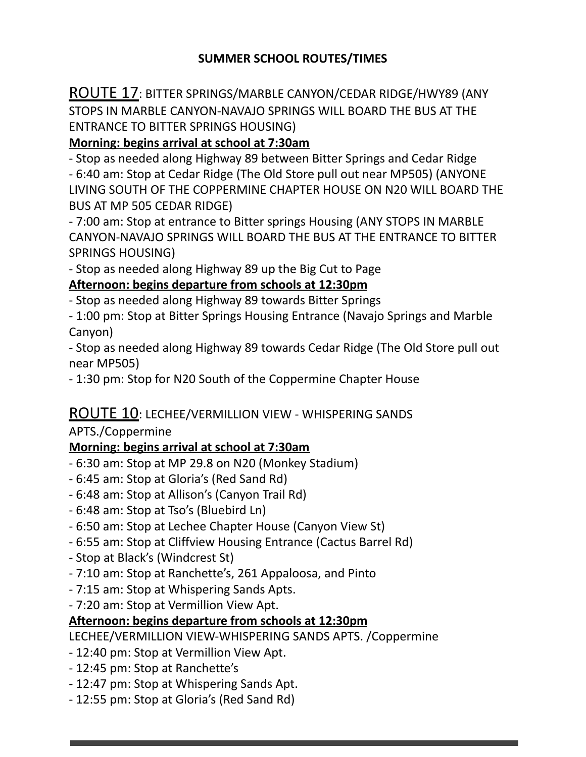**SUMMER SCHOOL ROUTES/TIMES**

## ROUTE 17: BITTER SPRINGS/MARBLE CANYON/CEDAR RIDGE/HWY89 (ANY STOPS IN MARBLE CANYON-NAVAJO SPRINGS WILL BOARD THE BUS AT THE ENTRANCE TO BITTER SPRINGS HOUSING)

**Morning: begins arrival at school at 7:30am**

- Stop as needed along Highway 89 between Bitter Springs and Cedar Ridge
- 6:40 am: Stop at Cedar Ridge (The Old Store pull out near MP505) (ANYONE LIVING SOUTH OF THE COPPERMINE CHAPTER HOUSE ON N20 WILL BOARD THE BUS AT MP 505 CEDAR RIDGE)
- 7:00 am: Stop at entrance to Bitter springs Housing (ANY STOPS IN MARBLE CANYON-NAVAJO SPRINGS WILL BOARD THE BUS AT THE ENTRANCE TO BITTER SPRINGS HOUSING)
- Stop as needed along Highway 89 up the Big Cut to Page

**Afternoon: begins departure from schools at 12:30pm**

- Stop as needed along Highway 89 towards Bitter Springs
- 1:00 pm: Stop at Bitter Springs Housing Entrance (Navajo Springs and Marble Canyon)
- Stop as needed along Highway 89 towards Cedar Ridge (The Old Store pull out near MP505)
- 1:30 pm: Stop for N20 South of the Coppermine Chapter House

## ROUTE 10: LECHEE/VERMILLION VIEW - WHISPERING SANDS APTS./Coppermine

**Morning: begins arrival at school at 7:30am**

- 6:30 am: Stop at MP 29.8 on N20 (Monkey Stadium)
- 6:45 am: Stop at Gloria's (Red Sand Rd)
- 6:48 am: Stop at Allison's (Canyon Trail Rd)
- 6:48 am: Stop at Tso's (Bluebird Ln)
- 6:50 am: Stop at Lechee Chapter House (Canyon View St)
- 6:55 am: Stop at Cliffview Housing Entrance (Cactus Barrel Rd)
- Stop at Black's (Windcrest St)
- 7:10 am: Stop at Ranchette's, 261 Appaloosa, and Pinto
- 7:15 am: Stop at Whispering Sands Apts.
- 7:20 am: Stop at Vermillion View Apt.

**Afternoon: begins departure from schools at 12:30pm**

LECHEE/VERMILLION VIEW-WHISPERING SANDS APTS. /Coppermine

- 12:40 pm: Stop at Vermillion View Apt.
- 12:45 pm: Stop at Ranchette's
- 12:47 pm: Stop at Whispering Sands Apt.
- 12:55 pm: Stop at Gloria's (Red Sand Rd)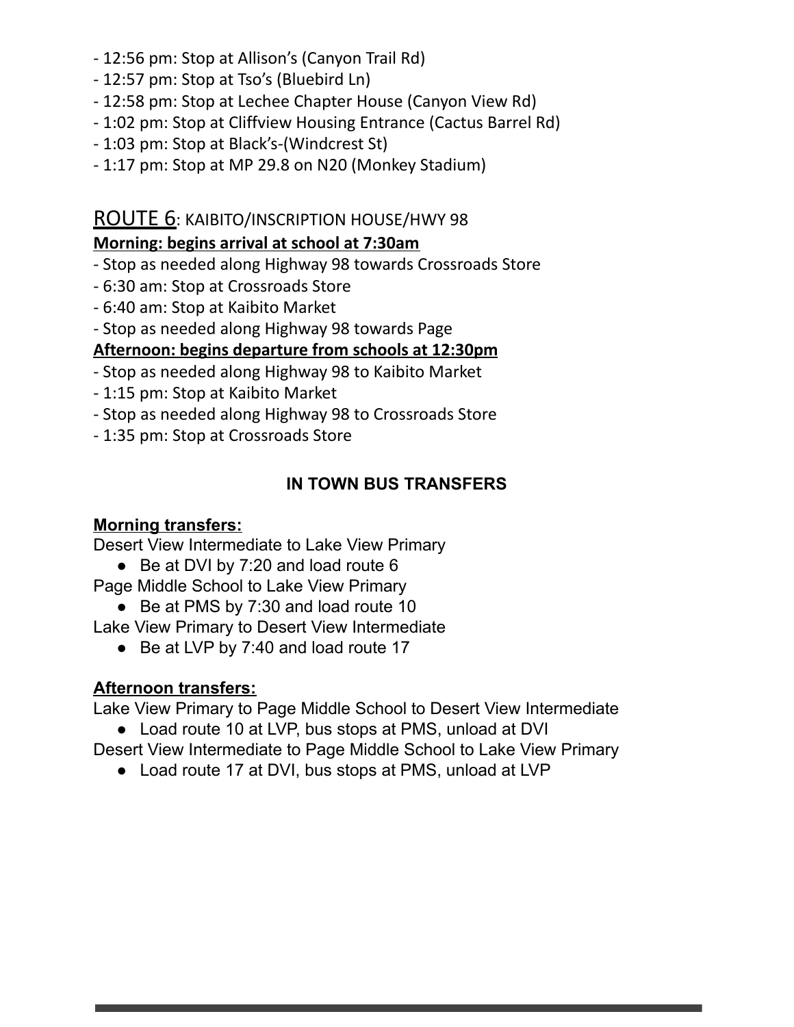- 12:56 pm: Stop at Allison's (Canyon Trail Rd)
- 12:57 pm: Stop at Tso's (Bluebird Ln)
- 12:58 pm: Stop at Lechee Chapter House (Canyon View Rd)
- 1:02 pm: Stop at Cliffview Housing Entrance (Cactus Barrel Rd)
- 1:03 pm: Stop at Black's-(Windcrest St)
- 1:17 pm: Stop at MP 29.8 on N20 (Monkey Stadium)

## ROUTE 6: KAIBITO/INSCRIPTION HOUSE/HWY 98

**Morning: begins arrival at school at 7:30am**

- Stop as needed along Highway 98 towards Crossroads Store
- 6:30 am: Stop at Crossroads Store
- 6:40 am: Stop at Kaibito Market
- Stop as needed along Highway 98 towards Page

**Afternoon: begins departure from schools at 12:30pm**

- Stop as needed along Highway 98 to Kaibito Market
- 1:15 pm: Stop at Kaibito Market
- Stop as needed along Highway 98 to Crossroads Store
- 1:35 pm: Stop at Crossroads Store

## IN TOWN BUS TRANSFERS

**Morning transfers:**

Desert View Intermediate to Lake View Primary

- Be at DVI by 7:20 and load route 6

Page Middle School to Lake View Primary

- Be at PMS by 7:30 and load route 10

Lake View Primary to Desert View Intermediate

- Be at LVP by 7:40 and load route 17

**Afternoon transfers:**

Lake View Primary to Page Middle School to Desert View Intermediate

- Load route 10 at LVP, bus stops at PMS, unload at DVI

Desert View Intermediate to Page Middle School to Lake View Primary

- Load route 17 at DVI, bus stops at PMS, unload at LVP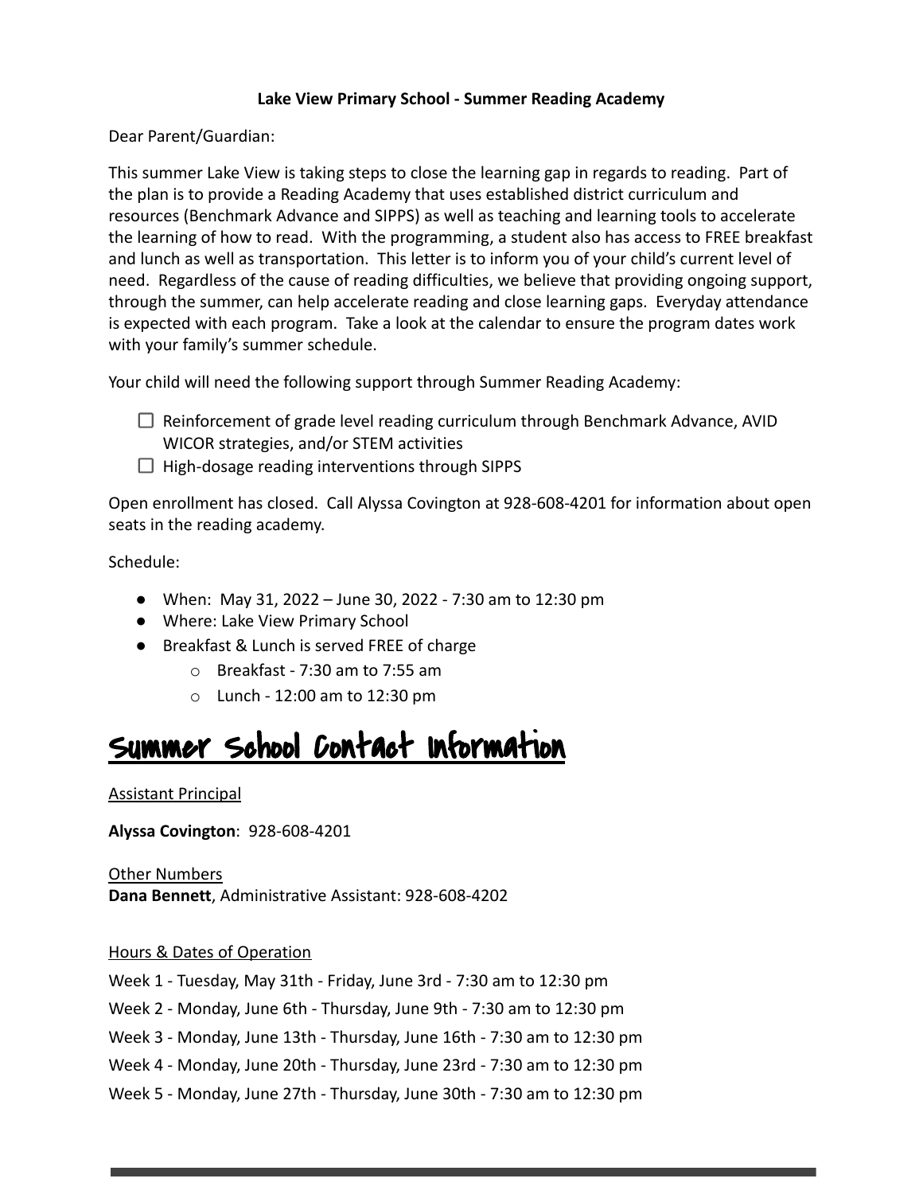**Lake View Primary School - Summer Reading Academy**

Dear Parent/Guardian:

This summer Lake View is taking steps to close the learning gap in regards to reading. Part of the plan is to provide a Reading Academy that uses established district curriculum and resources (Benchmark Advance and SIPPS) as well as teaching and learning tools to accelerate the learning of how to read. With the programming, a student also has access to FREE breakfast and lunch as well as transportation. This letter is to inform you of your child's current level of need. Regardless of the cause of reading difficulties, we believe that providing ongoing support, through the summer, can help accelerate reading and close learning gaps. Everyday attendance is expected with each program. Take a look at the calendar to ensure the program dates work with your family's summer schedule.

Your child will need the following support through Summer Reading Academy:

- [ ] Reinforcement of grade level reading curriculum through Benchmark Advance, AVID WICOR strategies, and/or STEM activities
- [ ] High-dosage reading interventions through SIPPS

Open enrollment has closed. Call Alyssa Covington at 928-608-4201 for information about open seats in the reading academy.

Schedule:

- When: May 31, 2022 – June 30, 2022 - 7:30 am to 12:30 pm
- Where: Lake View Primary School
- Breakfast & Lunch is served FREE of charge
  - Breakfast - 7:30 am to 7:55 am
  - Lunch - 12:00 am to 12:30 pm

# Summer School Contact Information

Assistant Principal

**Alyssa Covington**: 928-608-4201

Other Numbers

**Dana Bennett**, Administrative Assistant: 928-608-4202

Hours & Dates of Operation

Week 1 - Tuesday, May 31th - Friday, June 3rd - 7:30 am to 12:30 pm

Week 2 - Monday, June 6th - Thursday, June 9th - 7:30 am to 12:30 pm

Week 3 - Monday, June 13th - Thursday, June 16th - 7:30 am to 12:30 pm

Week 4 - Monday, June 20th - Thursday, June 23rd - 7:30 am to 12:30 pm

Week 5 - Monday, June 27th - Thursday, June 30th - 7:30 am to 12:30 pm